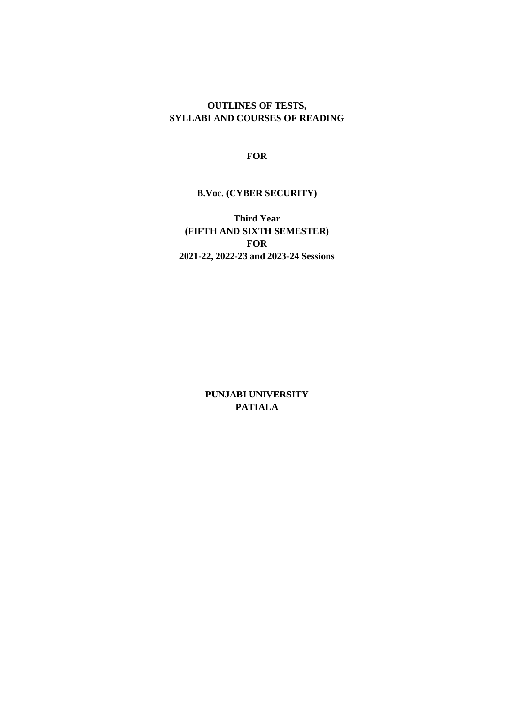**OUTLINES OF TESTS,**
**SYLLABI AND COURSES OF READING**

**FOR**

# B.Voc. (CYBER SECURITY)

**Third Year**
**(FIFTH AND SIXTH SEMESTER)**
**FOR**
**2021-22, 2022-23 and 2023-24 Sessions**

**PUNJABI UNIVERSITY**
**PATIALA**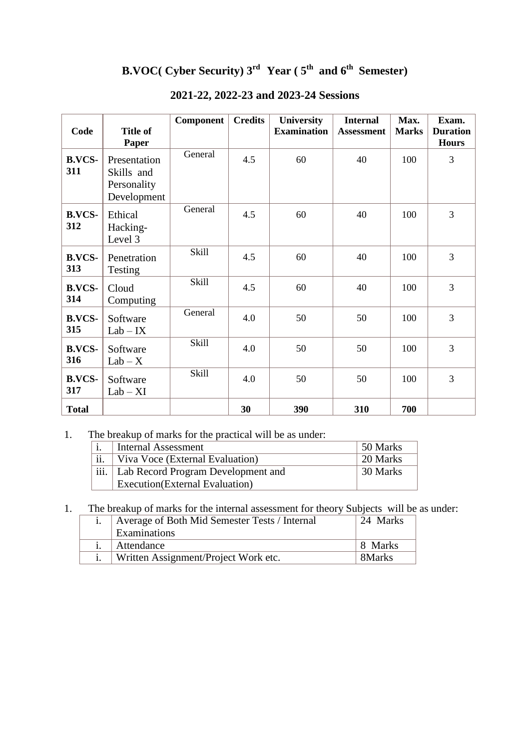# B.VOC( Cyber Security) 3rd Year ( 5th and 6th Semester)

## 2021-22, 2022-23 and 2023-24 Sessions

| Code | Title of Paper | Component | Credits | University Examination | Internal Assessment | Max. Marks | Exam. Duration Hours |
|---|---|---|---|---|---|---|---|
| **B.VCS-311** | Presentation Skills and Personality Development | General | 4.5 | 60 | 40 | 100 | 3 |
| **B.VCS-312** | Ethical Hacking- Level 3 | General | 4.5 | 60 | 40 | 100 | 3 |
| **B.VCS-313** | Penetration Testing | Skill | 4.5 | 60 | 40 | 100 | 3 |
| **B.VCS-314** | Cloud Computing | Skill | 4.5 | 60 | 40 | 100 | 3 |
| **B.VCS-315** | Software Lab – IX | General | 4.0 | 50 | 50 | 100 | 3 |
| **B.VCS-316** | Software Lab – X | Skill | 4.0 | 50 | 50 | 100 | 3 |
| **B.VCS-317** | Software Lab – XI | Skill | 4.0 | 50 | 50 | 100 | 3 |
| **Total** | | | **30** | **390** | **310** | **700** | |

1. The breakup of marks for the practical will be as under:

| | | |
|---|---|---|
| i. | Internal Assessment | 50 Marks |
| ii. | Viva Voce (External Evaluation) | 20 Marks |
| iii. | Lab Record Program Development and Execution(External Evaluation) | 30 Marks |

1. The breakup of marks for the internal assessment for theory Subjects will be as under:

| | | |
|---|---|---|
| i. | Average of Both Mid Semester Tests / Internal Examinations | 24 Marks |
| i. | Attendance | 8 Marks |
| i. | Written Assignment/Project Work etc. | 8Marks |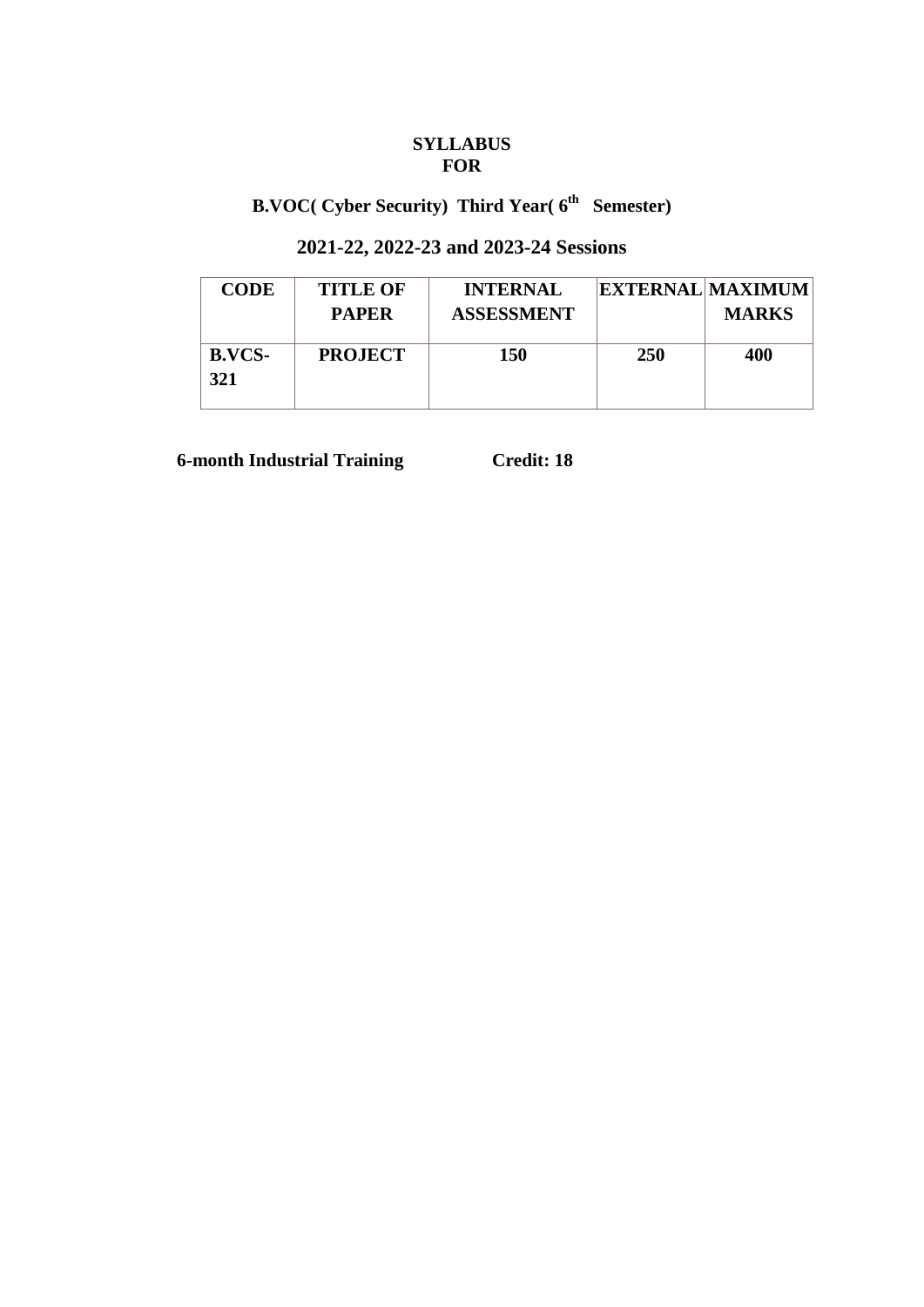# SYLLABUS
# FOR

## B.VOC( Cyber Security) Third Year( 6th Semester)

## 2021-22, 2022-23 and 2023-24 Sessions

| CODE | TITLE OF PAPER | INTERNAL ASSESSMENT | EXTERNAL | MAXIMUM MARKS |
|---|---|---|---|---|
| B.VCS-321 | PROJECT | 150 | 250 | 400 |

**6-month Industrial Training** **Credit: 18**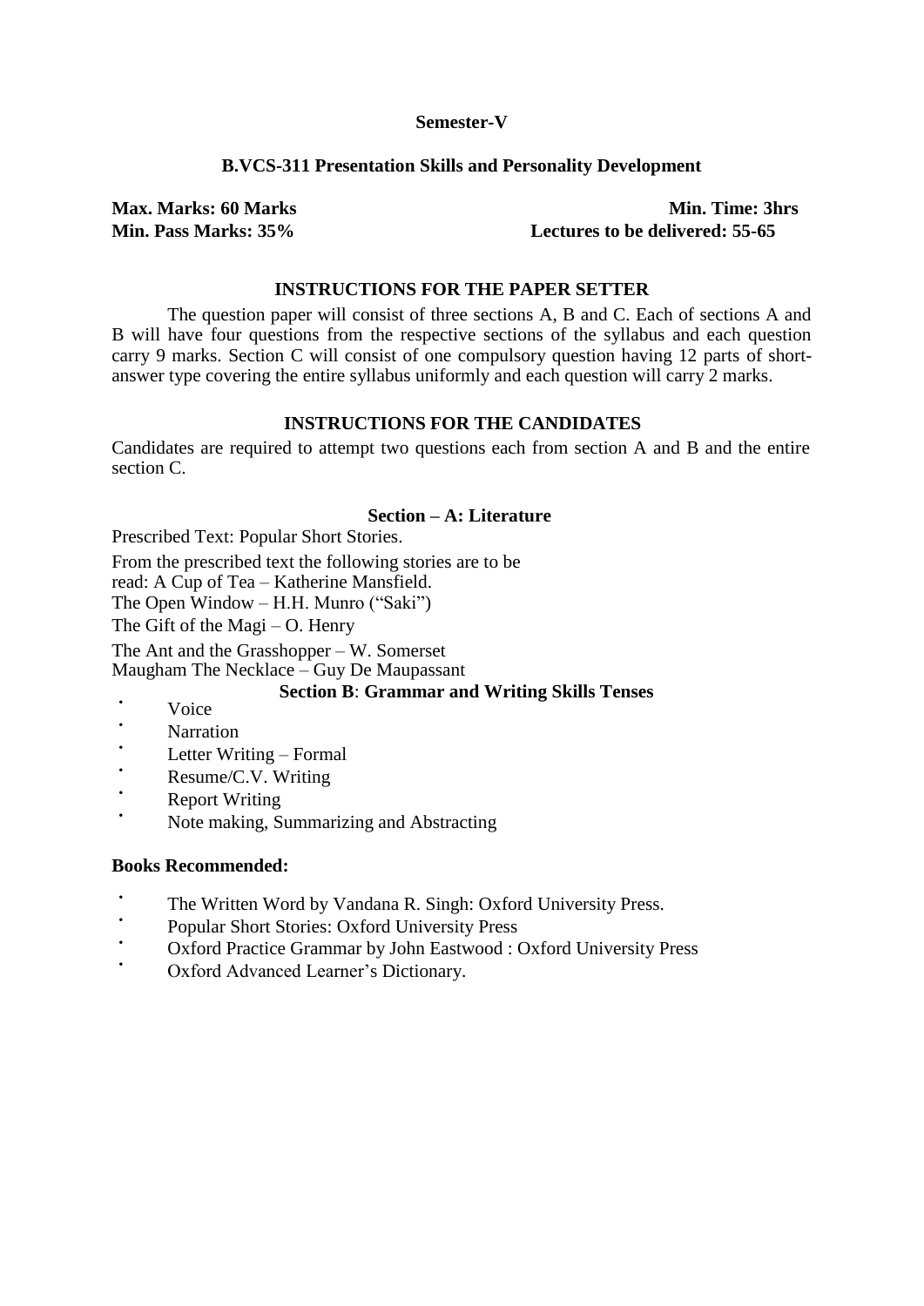**Semester-V**

**B.VCS-311 Presentation Skills and Personality Development**

**Max. Marks: 60 Marks** **Min. Time: 3hrs**
**Min. Pass Marks: 35%** **Lectures to be delivered: 55-65**

**INSTRUCTIONS FOR THE PAPER SETTER**

The question paper will consist of three sections A, B and C. Each of sections A and B will have four questions from the respective sections of the syllabus and each question carry 9 marks. Section C will consist of one compulsory question having 12 parts of short-answer type covering the entire syllabus uniformly and each question will carry 2 marks.

**INSTRUCTIONS FOR THE CANDIDATES**

Candidates are required to attempt two questions each from section A and B and the entire section C.

**Section – A: Literature**

Prescribed Text: Popular Short Stories.

From the prescribed text the following stories are to be read: A Cup of Tea – Katherine Mansfield.
The Open Window – H.H. Munro ("Saki")
The Gift of the Magi – O. Henry
The Ant and the Grasshopper – W. Somerset Maugham The Necklace – Guy De Maupassant

**Section B**: **Grammar and Writing Skills Tenses**

- Voice
- Narration
- Letter Writing – Formal
- Resume/C.V. Writing
- Report Writing
- Note making, Summarizing and Abstracting

**Books Recommended:**

- The Written Word by Vandana R. Singh: Oxford University Press.
- Popular Short Stories: Oxford University Press
- Oxford Practice Grammar by John Eastwood : Oxford University Press
- Oxford Advanced Learner's Dictionary.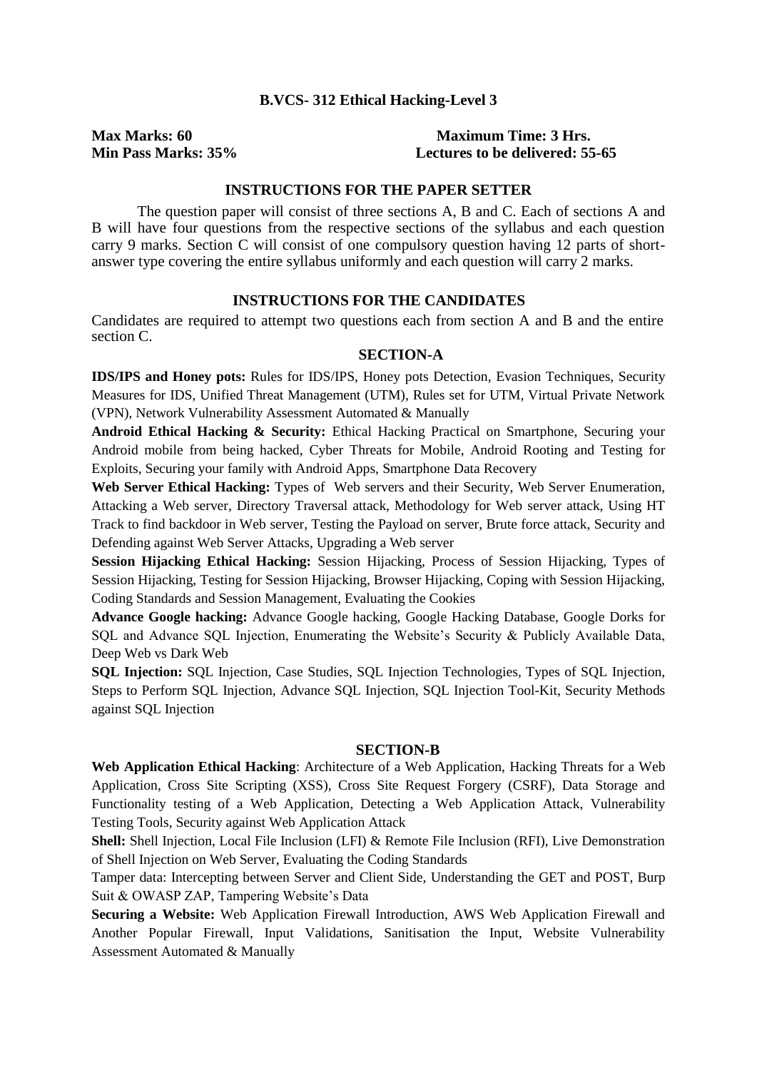## B.VCS- 312 Ethical Hacking-Level 3

**Max Marks: 60** **Maximum Time: 3 Hrs.**
**Min Pass Marks: 35%** **Lectures to be delivered: 55-65**

### INSTRUCTIONS FOR THE PAPER SETTER

The question paper will consist of three sections A, B and C. Each of sections A and B will have four questions from the respective sections of the syllabus and each question carry 9 marks. Section C will consist of one compulsory question having 12 parts of short-answer type covering the entire syllabus uniformly and each question will carry 2 marks.

### INSTRUCTIONS FOR THE CANDIDATES

Candidates are required to attempt two questions each from section A and B and the entire section C.

### SECTION-A

**IDS/IPS and Honey pots:** Rules for IDS/IPS, Honey pots Detection, Evasion Techniques, Security Measures for IDS, Unified Threat Management (UTM), Rules set for UTM, Virtual Private Network (VPN), Network Vulnerability Assessment Automated & Manually

**Android Ethical Hacking & Security:** Ethical Hacking Practical on Smartphone, Securing your Android mobile from being hacked, Cyber Threats for Mobile, Android Rooting and Testing for Exploits, Securing your family with Android Apps, Smartphone Data Recovery

**Web Server Ethical Hacking:** Types of Web servers and their Security, Web Server Enumeration, Attacking a Web server, Directory Traversal attack, Methodology for Web server attack, Using HT Track to find backdoor in Web server, Testing the Payload on server, Brute force attack, Security and Defending against Web Server Attacks, Upgrading a Web server

**Session Hijacking Ethical Hacking:** Session Hijacking, Process of Session Hijacking, Types of Session Hijacking, Testing for Session Hijacking, Browser Hijacking, Coping with Session Hijacking, Coding Standards and Session Management, Evaluating the Cookies

**Advance Google hacking:** Advance Google hacking, Google Hacking Database, Google Dorks for SQL and Advance SQL Injection, Enumerating the Website's Security & Publicly Available Data, Deep Web vs Dark Web

**SQL Injection:** SQL Injection, Case Studies, SQL Injection Technologies, Types of SQL Injection, Steps to Perform SQL Injection, Advance SQL Injection, SQL Injection Tool-Kit, Security Methods against SQL Injection

### SECTION-B

**Web Application Ethical Hacking**: Architecture of a Web Application, Hacking Threats for a Web Application, Cross Site Scripting (XSS), Cross Site Request Forgery (CSRF), Data Storage and Functionality testing of a Web Application, Detecting a Web Application Attack, Vulnerability Testing Tools, Security against Web Application Attack

**Shell:** Shell Injection, Local File Inclusion (LFI) & Remote File Inclusion (RFI), Live Demonstration of Shell Injection on Web Server, Evaluating the Coding Standards

Tamper data: Intercepting between Server and Client Side, Understanding the GET and POST, Burp Suit & OWASP ZAP, Tampering Website's Data

**Securing a Website:** Web Application Firewall Introduction, AWS Web Application Firewall and Another Popular Firewall, Input Validations, Sanitisation the Input, Website Vulnerability Assessment Automated & Manually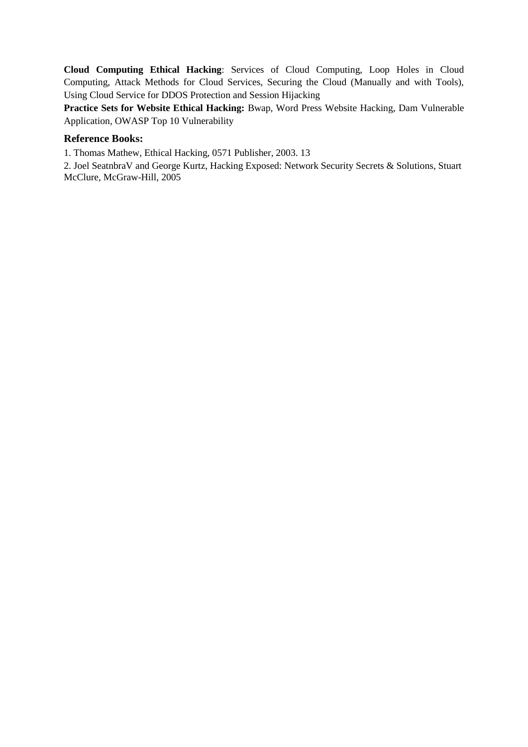**Cloud Computing Ethical Hacking**: Services of Cloud Computing, Loop Holes in Cloud Computing, Attack Methods for Cloud Services, Securing the Cloud (Manually and with Tools), Using Cloud Service for DDOS Protection and Session Hijacking

**Practice Sets for Website Ethical Hacking:** Bwap, Word Press Website Hacking, Dam Vulnerable Application, OWASP Top 10 Vulnerability

### Reference Books:

1. Thomas Mathew, Ethical Hacking, 0571 Publisher, 2003. 13
2. Joel SeatnbraV and George Kurtz, Hacking Exposed: Network Security Secrets & Solutions, Stuart McClure, McGraw-Hill, 2005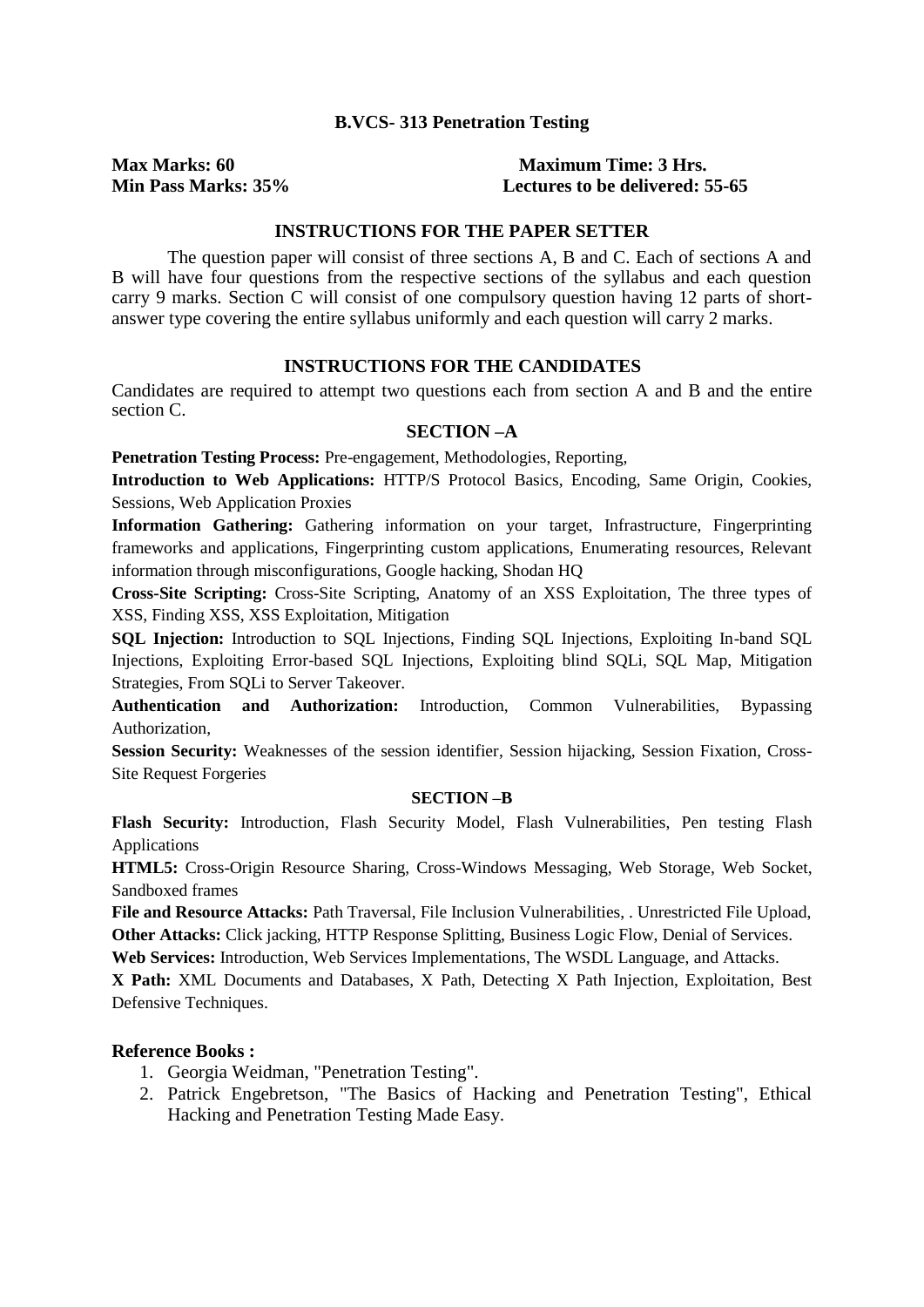# B.VCS- 313 Penetration Testing

**Max Marks: 60** **Maximum Time: 3 Hrs.**
**Min Pass Marks: 35%** **Lectures to be delivered: 55-65**

## INSTRUCTIONS FOR THE PAPER SETTER

The question paper will consist of three sections A, B and C. Each of sections A and B will have four questions from the respective sections of the syllabus and each question carry 9 marks. Section C will consist of one compulsory question having 12 parts of short-answer type covering the entire syllabus uniformly and each question will carry 2 marks.

## INSTRUCTIONS FOR THE CANDIDATES

Candidates are required to attempt two questions each from section A and B and the entire section C.

### SECTION –A

**Penetration Testing Process:** Pre-engagement, Methodologies, Reporting,

**Introduction to Web Applications:** HTTP/S Protocol Basics, Encoding, Same Origin, Cookies, Sessions, Web Application Proxies

**Information Gathering:** Gathering information on your target, Infrastructure, Fingerprinting frameworks and applications, Fingerprinting custom applications, Enumerating resources, Relevant information through misconfigurations, Google hacking, Shodan HQ

**Cross-Site Scripting:** Cross-Site Scripting, Anatomy of an XSS Exploitation, The three types of XSS, Finding XSS, XSS Exploitation, Mitigation

**SQL Injection:** Introduction to SQL Injections, Finding SQL Injections, Exploiting In-band SQL Injections, Exploiting Error-based SQL Injections, Exploiting blind SQLi, SQL Map, Mitigation Strategies, From SQLi to Server Takeover.

**Authentication and Authorization:** Introduction, Common Vulnerabilities, Bypassing Authorization,

**Session Security:** Weaknesses of the session identifier, Session hijacking, Session Fixation, Cross-Site Request Forgeries

### SECTION –B

**Flash Security:** Introduction, Flash Security Model, Flash Vulnerabilities, Pen testing Flash Applications

**HTML5:** Cross-Origin Resource Sharing, Cross-Windows Messaging, Web Storage, Web Socket, Sandboxed frames

**File and Resource Attacks:** Path Traversal, File Inclusion Vulnerabilities, . Unrestricted File Upload,

**Other Attacks:** Click jacking, HTTP Response Splitting, Business Logic Flow, Denial of Services.

**Web Services:** Introduction, Web Services Implementations, The WSDL Language, and Attacks.

**X Path:** XML Documents and Databases, X Path, Detecting X Path Injection, Exploitation, Best Defensive Techniques.

### Reference Books :

1. Georgia Weidman, "Penetration Testing".
2. Patrick Engebretson, "The Basics of Hacking and Penetration Testing", Ethical Hacking and Penetration Testing Made Easy.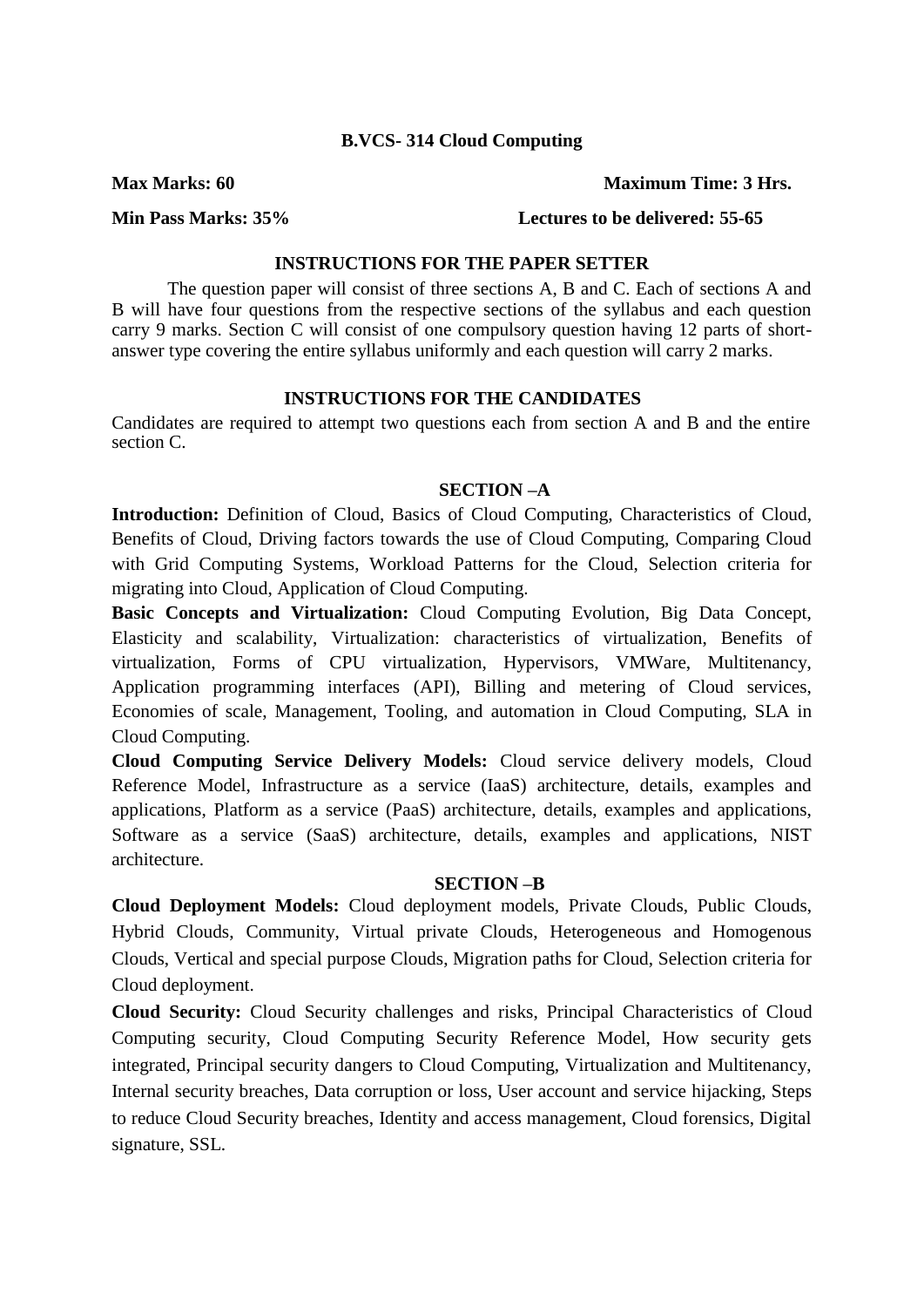# B.VCS- 314 Cloud Computing

**Max Marks: 60** **Maximum Time: 3 Hrs.**

**Min Pass Marks: 35%** **Lectures to be delivered: 55-65**

## INSTRUCTIONS FOR THE PAPER SETTER

The question paper will consist of three sections A, B and C. Each of sections A and B will have four questions from the respective sections of the syllabus and each question carry 9 marks. Section C will consist of one compulsory question having 12 parts of short-answer type covering the entire syllabus uniformly and each question will carry 2 marks.

## INSTRUCTIONS FOR THE CANDIDATES

Candidates are required to attempt two questions each from section A and B and the entire section C.

## SECTION –A

**Introduction:** Definition of Cloud, Basics of Cloud Computing, Characteristics of Cloud, Benefits of Cloud, Driving factors towards the use of Cloud Computing, Comparing Cloud with Grid Computing Systems, Workload Patterns for the Cloud, Selection criteria for migrating into Cloud, Application of Cloud Computing.

**Basic Concepts and Virtualization:** Cloud Computing Evolution, Big Data Concept, Elasticity and scalability, Virtualization: characteristics of virtualization, Benefits of virtualization, Forms of CPU virtualization, Hypervisors, VMWare, Multitenancy, Application programming interfaces (API), Billing and metering of Cloud services, Economies of scale, Management, Tooling, and automation in Cloud Computing, SLA in Cloud Computing.

**Cloud Computing Service Delivery Models:** Cloud service delivery models, Cloud Reference Model, Infrastructure as a service (IaaS) architecture, details, examples and applications, Platform as a service (PaaS) architecture, details, examples and applications, Software as a service (SaaS) architecture, details, examples and applications, NIST architecture.

## SECTION –B

**Cloud Deployment Models:** Cloud deployment models, Private Clouds, Public Clouds, Hybrid Clouds, Community, Virtual private Clouds, Heterogeneous and Homogenous Clouds, Vertical and special purpose Clouds, Migration paths for Cloud, Selection criteria for Cloud deployment.

**Cloud Security:** Cloud Security challenges and risks, Principal Characteristics of Cloud Computing security, Cloud Computing Security Reference Model, How security gets integrated, Principal security dangers to Cloud Computing, Virtualization and Multitenancy, Internal security breaches, Data corruption or loss, User account and service hijacking, Steps to reduce Cloud Security breaches, Identity and access management, Cloud forensics, Digital signature, SSL.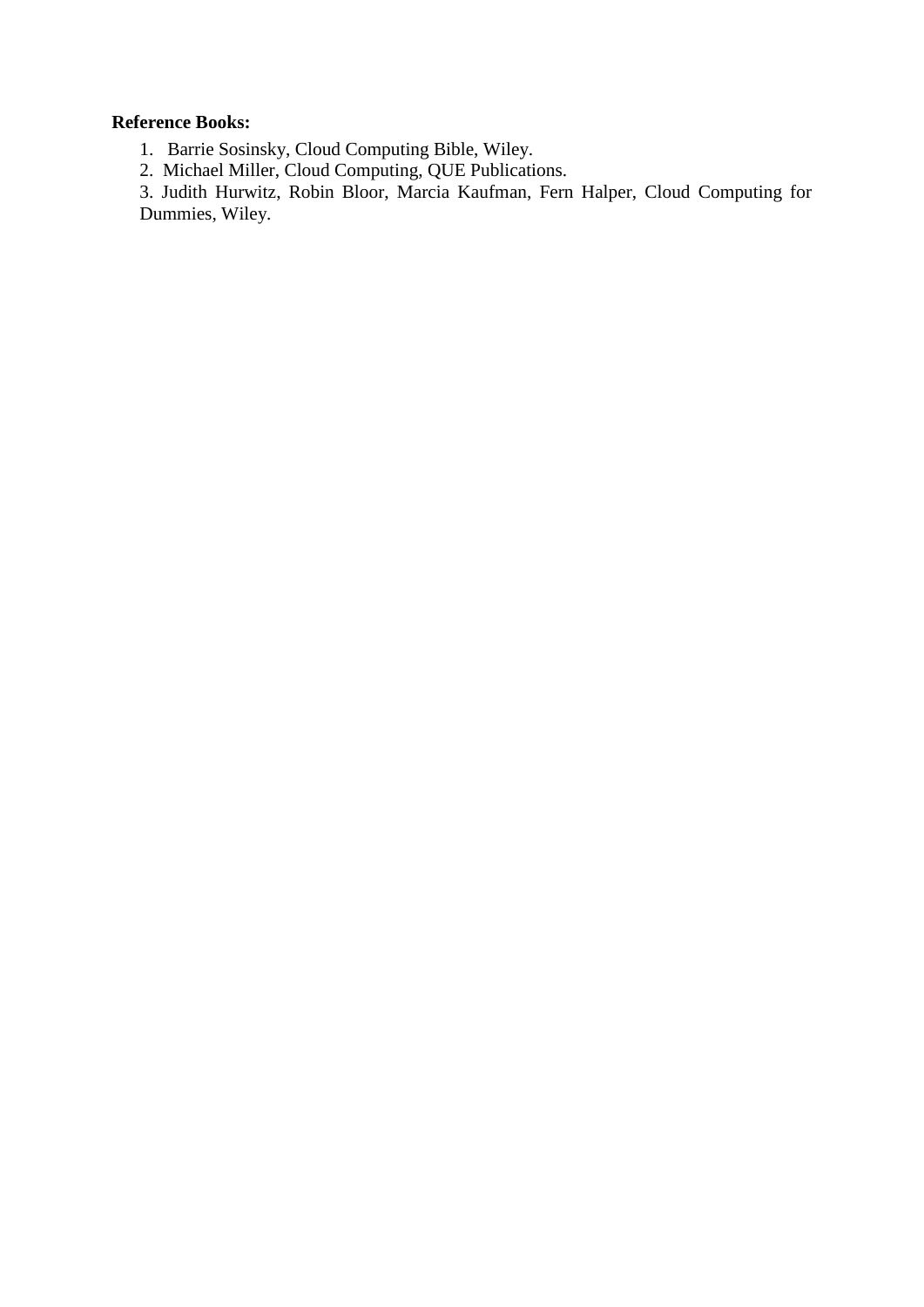**Reference Books:**

1. Barrie Sosinsky, Cloud Computing Bible, Wiley.
2. Michael Miller, Cloud Computing, QUE Publications.
3. Judith Hurwitz, Robin Bloor, Marcia Kaufman, Fern Halper, Cloud Computing for Dummies, Wiley.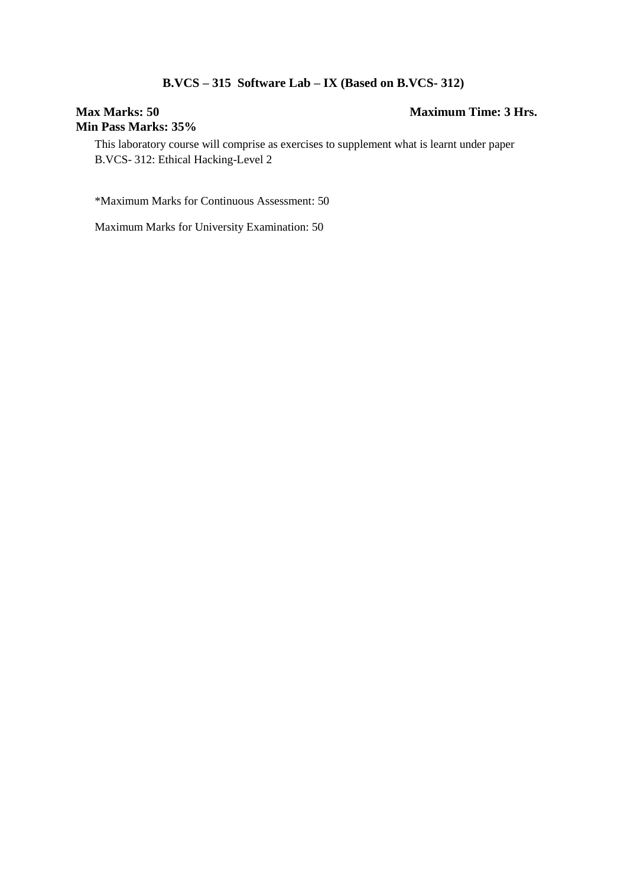### B.VCS – 315 Software Lab – IX (Based on B.VCS- 312)

**Max Marks: 50** **Maximum Time: 3 Hrs.**

**Min Pass Marks: 35%**

This laboratory course will comprise as exercises to supplement what is learnt under paper B.VCS- 312: Ethical Hacking-Level 2

*Maximum Marks for Continuous Assessment: 50

Maximum Marks for University Examination: 50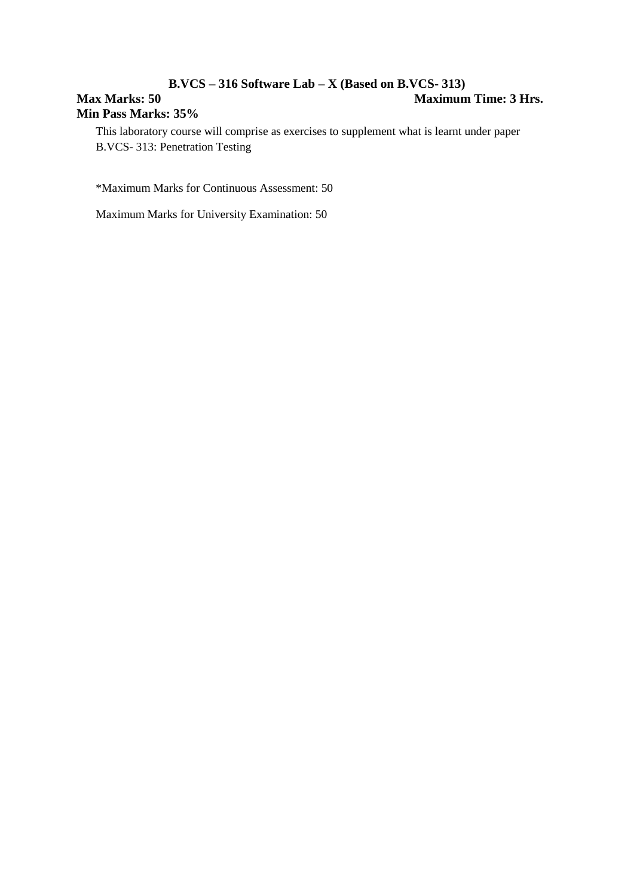### B.VCS – 316 Software Lab – X (Based on B.VCS- 313)

**Max Marks: 50** **Maximum Time: 3 Hrs.**

**Min Pass Marks: 35%**

This laboratory course will comprise as exercises to supplement what is learnt under paper B.VCS- 313: Penetration Testing

*Maximum Marks for Continuous Assessment: 50

Maximum Marks for University Examination: 50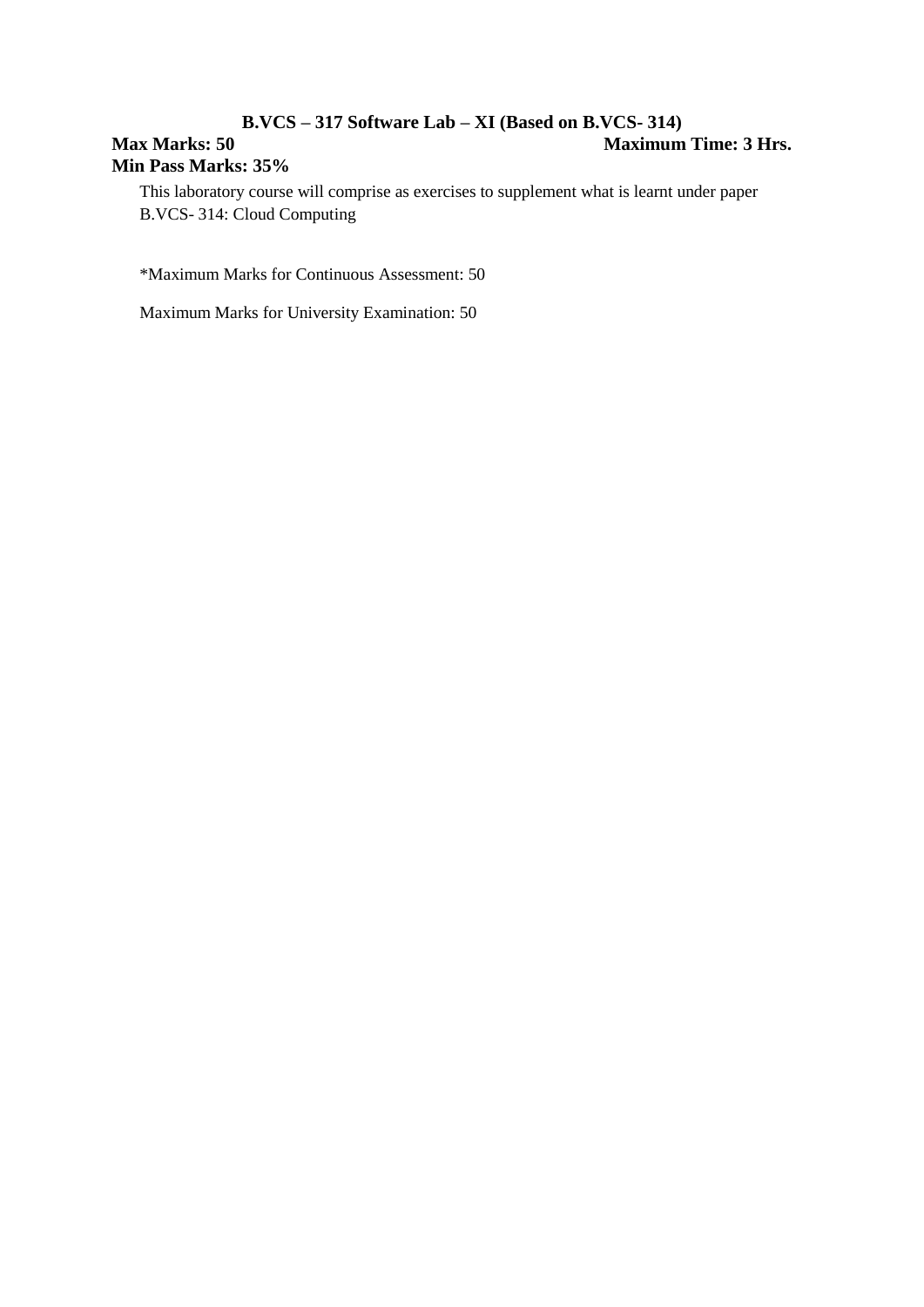### B.VCS – 317 Software Lab – XI (Based on B.VCS- 314)

**Max Marks: 50** **Maximum Time: 3 Hrs.**

**Min Pass Marks: 35%**

This laboratory course will comprise as exercises to supplement what is learnt under paper B.VCS- 314: Cloud Computing

*Maximum Marks for Continuous Assessment: 50

Maximum Marks for University Examination: 50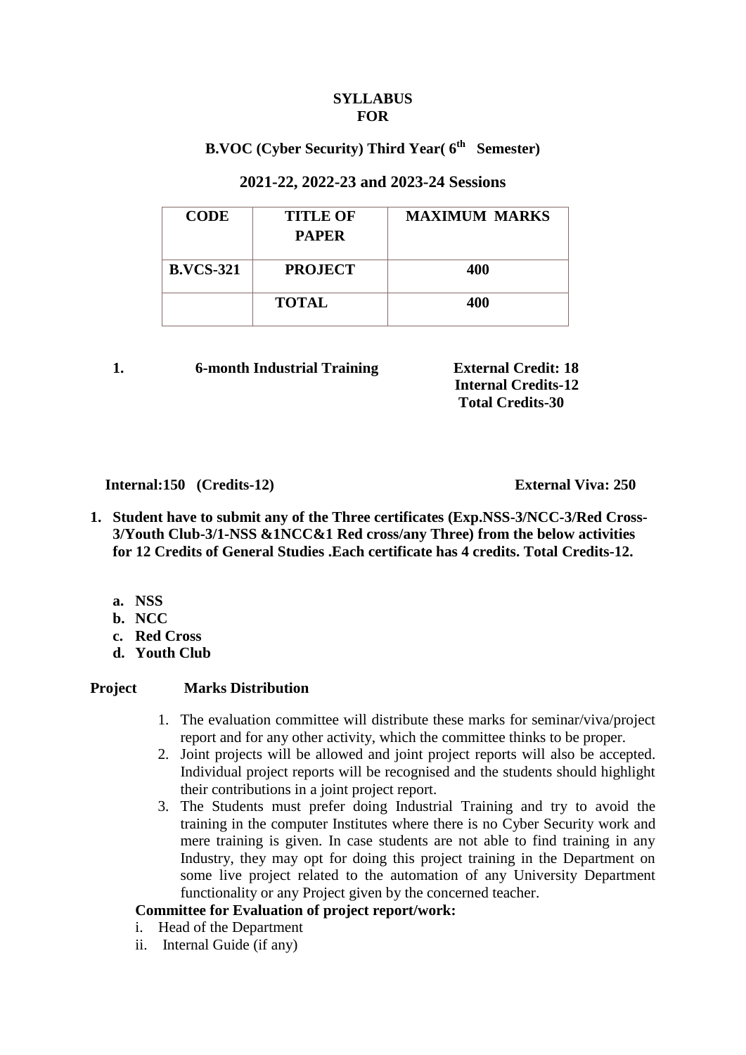**SYLLABUS**
**FOR**

**B.VOC (Cyber Security) Third Year( 6th Semester)**

**2021-22, 2022-23 and 2023-24 Sessions**

| CODE | TITLE OF PAPER | MAXIMUM MARKS |
|---|---|---|
| B.VCS-321 | PROJECT | 400 |
| | TOTAL | 400 |

**1. 6-month Industrial Training** **External Credit: 18**
**Internal Credits-12**
**Total Credits-30**

**Internal:150 (Credits-12)** **External Viva: 250**

1. **Student have to submit any of the Three certificates (Exp.NSS-3/NCC-3/Red Cross-3/Youth Club-3/1-NSS &1NCC&1 Red cross/any Three) from the below activities for 12 Credits of General Studies .Each certificate has 4 credits. Total Credits-12.**

   a. **NSS**
   b. **NCC**
   c. **Red Cross**
   d. **Youth Club**

**Project Marks Distribution**

1. The evaluation committee will distribute these marks for seminar/viva/project report and for any other activity, which the committee thinks to be proper.
2. Joint projects will be allowed and joint project reports will also be accepted. Individual project reports will be recognised and the students should highlight their contributions in a joint project report.
3. The Students must prefer doing Industrial Training and try to avoid the training in the computer Institutes where there is no Cyber Security work and mere training is given. In case students are not able to find training in any Industry, they may opt for doing this project training in the Department on some live project related to the automation of any University Department functionality or any Project given by the concerned teacher.

**Committee for Evaluation of project report/work:**

i. Head of the Department
ii. Internal Guide (if any)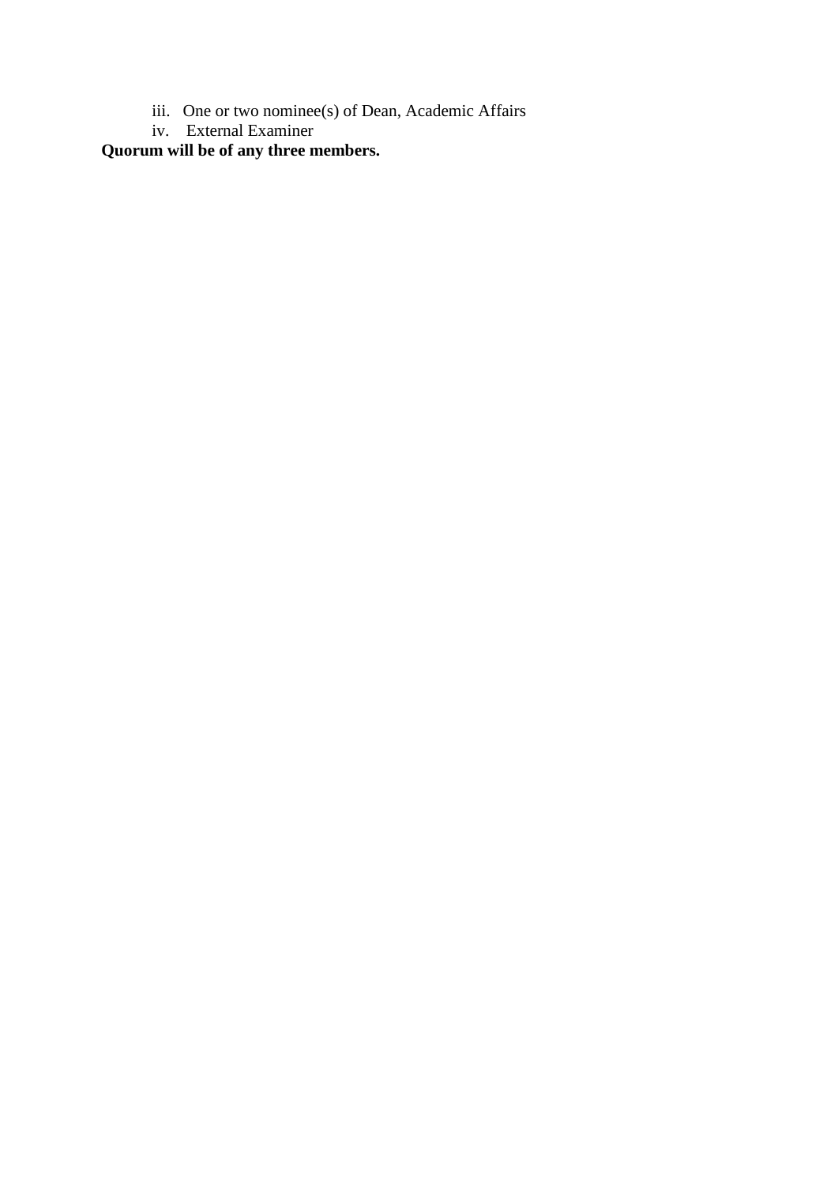iii. One or two nominee(s) of Dean, Academic Affairs

iv. External Examiner

**Quorum will be of any three members.**